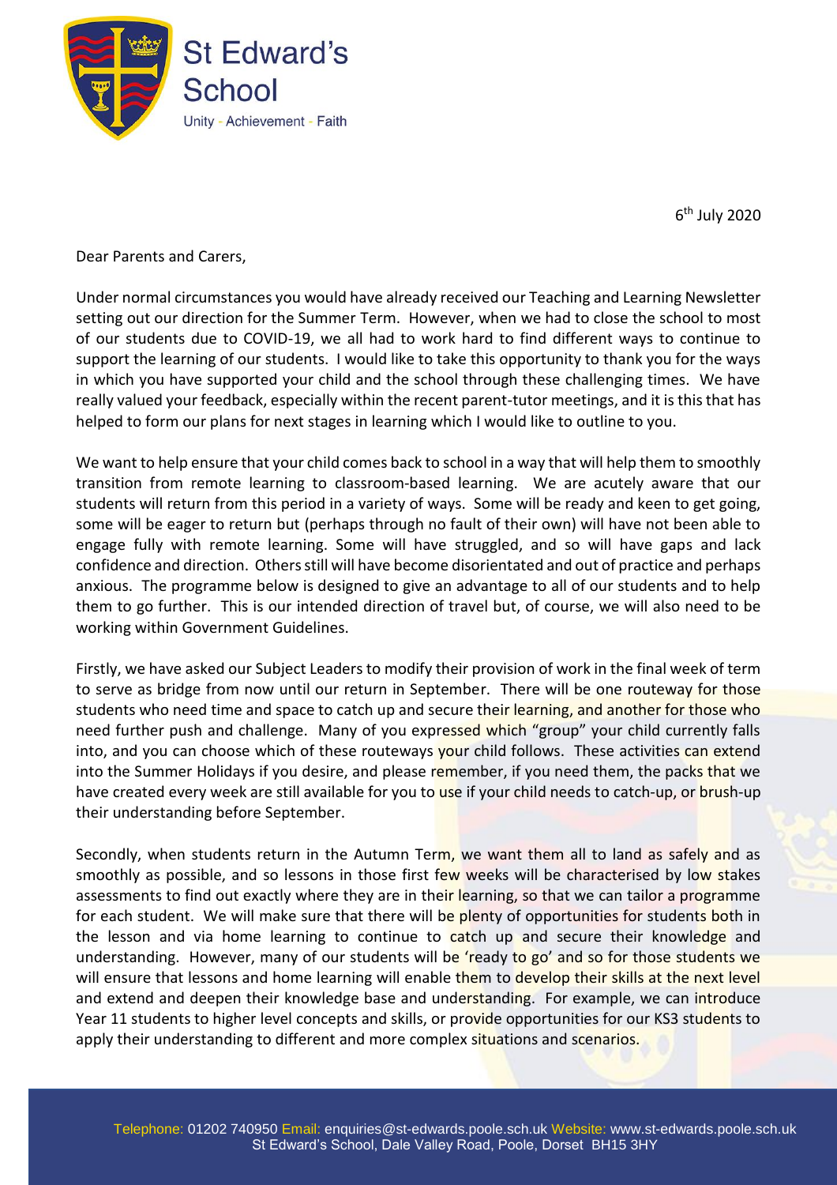St Edward's School

Unity - Achievement - Faith

6th July 2020

Dear Parents and Carers,

Under normal circumstances you would have already received our Teaching and Learning Newsletter setting out our direction for the Summer Term. However, when we had to close the school to most of our students due to COVID-19, we all had to work hard to find different ways to continue to support the learning of our students. I would like to take this opportunity to thank you for the ways in which you have supported your child and the school through these challenging times. We have really valued your feedback, especially within the recent parent-tutor meetings, and it is this that has helped to form our plans for next stages in learning which I would like to outline to you.

We want to help ensure that your child comes back to school in a way that will help them to smoothly transition from remote learning to classroom-based learning. We are acutely aware that our students will return from this period in a variety of ways. Some will be ready and keen to get going, some will be eager to return but (perhaps through no fault of their own) will have not been able to engage fully with remote learning. Some will have struggled, and so will have gaps and lack confidence and direction. Others still will have become disorientated and out of practice and perhaps anxious. The programme below is designed to give an advantage to all of our students and to help them to go further. This is our intended direction of travel but, of course, we will also need to be working within Government Guidelines.

Firstly, we have asked our Subject Leaders to modify their provision of work in the final week of term to serve as bridge from now until our return in September. There will be one routeway for those students who need time and space to catch up and secure their learning, and another for those who need further push and challenge. Many of you expressed which "group" your child currently falls into, and you can choose which of these routeways your child follows. These activities can extend into the Summer Holidays if you desire, and please remember, if you need them, the packs that we have created every week are still available for you to use if your child needs to catch-up, or brush-up their understanding before September.

Secondly, when students return in the Autumn Term, we want them all to land as safely and as smoothly as possible, and so lessons in those first few weeks will be characterised by low stakes assessments to find out exactly where they are in their learning, so that we can tailor a programme for each student. We will make sure that there will be plenty of opportunities for students both in the lesson and via home learning to continue to catch up and secure their knowledge and understanding. However, many of our students will be 'ready to go' and so for those students we will ensure that lessons and home learning will enable them to develop their skills at the next level and extend and deepen their knowledge base and understanding. For example, we can introduce Year 11 students to higher level concepts and skills, or provide opportunities for our KS3 students to apply their understanding to different and more complex situations and scenarios.

Telephone: 01202 740950 Email: enquiries@st-edwards.poole.sch.uk Website: www.st-edwards.poole.sch.uk
St Edward's School, Dale Valley Road, Poole, Dorset BH15 3HY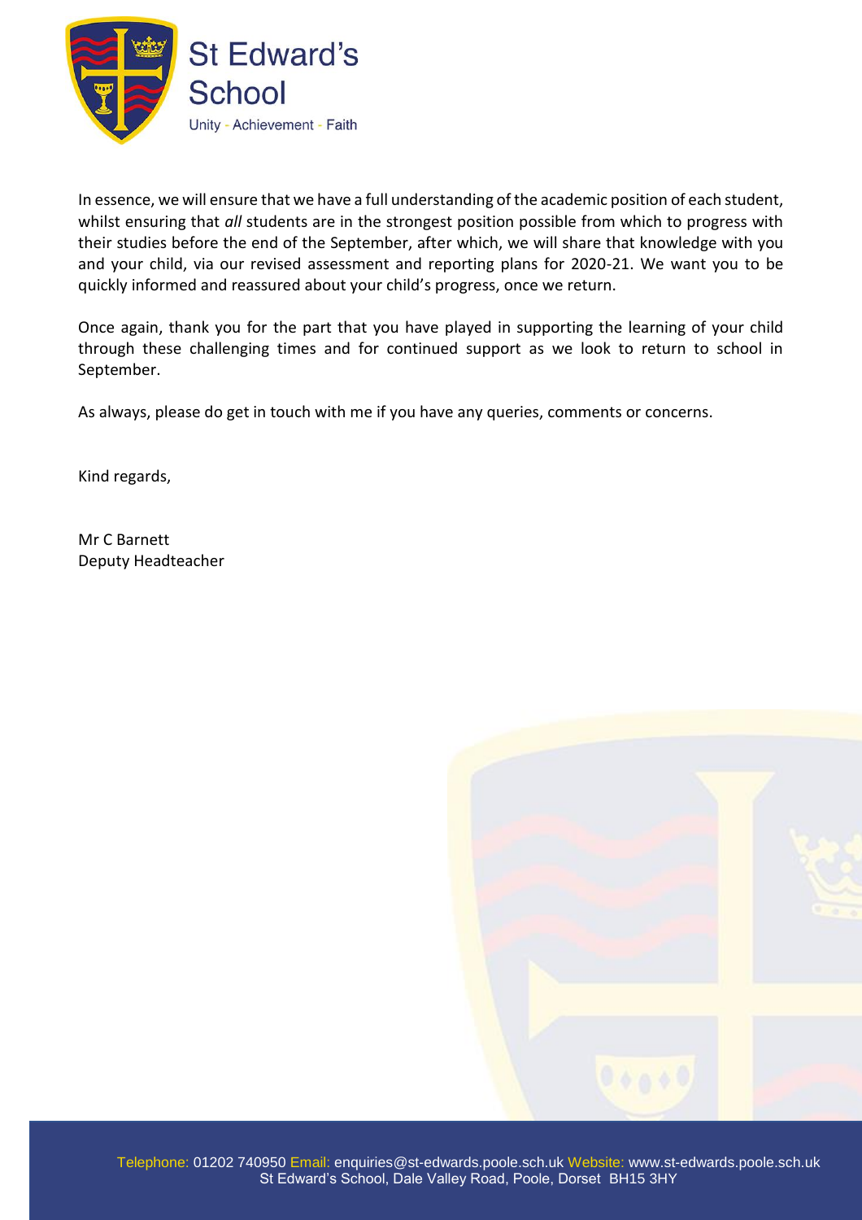In essence, we will ensure that we have a full understanding of the academic position of each student, whilst ensuring that *all* students are in the strongest position possible from which to progress with their studies before the end of the September, after which, we will share that knowledge with you and your child, via our revised assessment and reporting plans for 2020-21. We want you to be quickly informed and reassured about your child's progress, once we return.

Once again, thank you for the part that you have played in supporting the learning of your child through these challenging times and for continued support as we look to return to school in September.

As always, please do get in touch with me if you have any queries, comments or concerns.

Kind regards,

Mr C Barnett
Deputy Headteacher